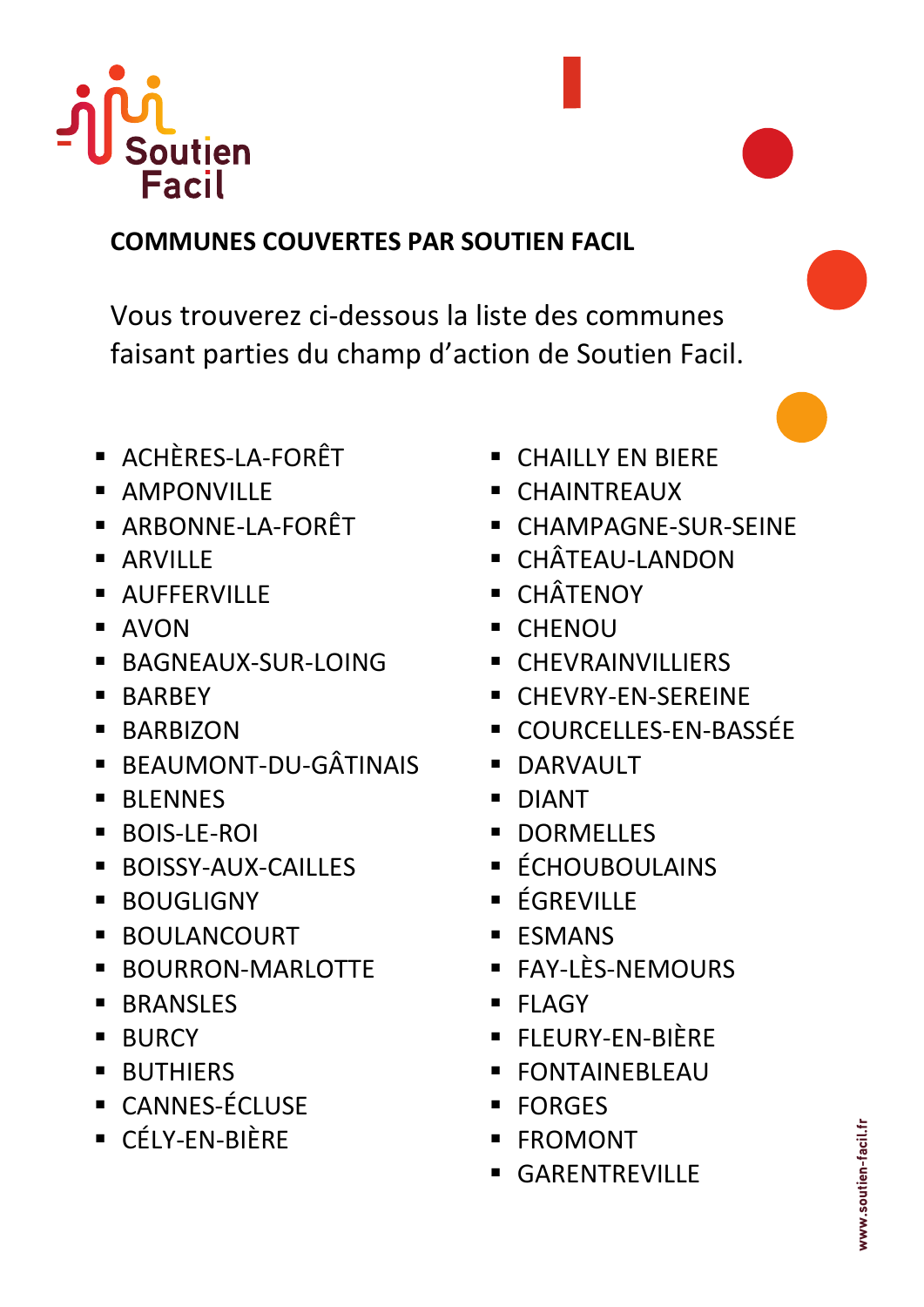Soutien Facil

## COMMUNES COUVERTES PAR SOUTIEN FACIL

Vous trouverez ci-dessous la liste des communes faisant parties du champ d'action de Soutien Facil.

- ACHÈRES-LA-FORÊT
- AMPONVILLE
- ARBONNE-LA-FORÊT
- ARVILLE
- AUFFERVILLE
- AVON
- BAGNEAUX-SUR-LOING
- BARBEY
- BARBIZON
- BEAUMONT-DU-GÂTINAIS
- BLENNES
- BOIS-LE-ROI
- BOISSY-AUX-CAILLES
- BOUGLIGNY
- BOULANCOURT
- BOURRON-MARLOTTE
- BRANSLES
- BURCY
- BUTHIERS
- CANNES-ÉCLUSE
- CÉLY-EN-BIÈRE
- CHAILLY EN BIERE
- CHAINTREAUX
- CHAMPAGNE-SUR-SEINE
- CHÂTEAU-LANDON
- CHÂTENOY
- CHENOU
- CHEVRAINVILLIERS
- CHEVRY-EN-SEREINE
- COURCELLES-EN-BASSÉE
- DARVAULT
- DIANT
- DORMELLES
- ÉCHOUBOULAINS
- ÉGREVILLE
- ESMANS
- FAY-LÈS-NEMOURS
- FLAGY
- FLEURY-EN-BIÈRE
- FONTAINEBLEAU
- FORGES
- FROMONT
- GARENTREVILLE

www.soutien-facil.fr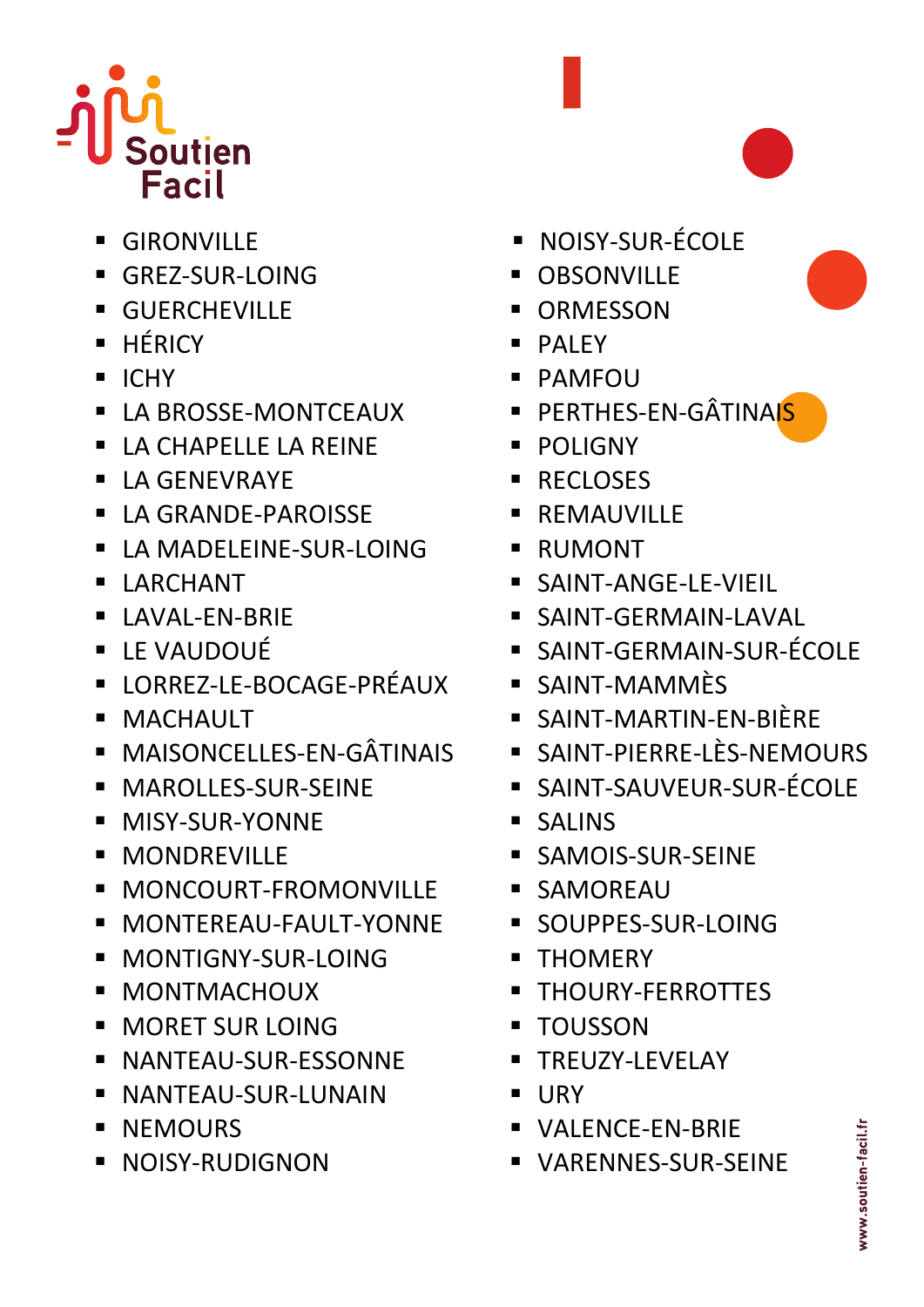- GIRONVILLE
- GREZ-SUR-LOING
- GUERCHEVILLE
- HÉRICY
- ICHY
- LA BROSSE-MONTCEAUX
- LA CHAPELLE LA REINE
- LA GENEVRAYE
- LA GRANDE-PAROISSE
- LA MADELEINE-SUR-LOING
- LARCHANT
- LAVAL-EN-BRIE
- LE VAUDOUÉ
- LORREZ-LE-BOCAGE-PRÉAUX
- MACHAULT
- MAISONCELLES-EN-GÂTINAIS
- MAROLLES-SUR-SEINE
- MISY-SUR-YONNE
- MONDREVILLE
- MONCOURT-FROMONVILLE
- MONTEREAU-FAULT-YONNE
- MONTIGNY-SUR-LOING
- MONTMACHOUX
- MORET SUR LOING
- NANTEAU-SUR-ESSONNE
- NANTEAU-SUR-LUNAIN
- NEMOURS
- NOISY-RUDIGNON
- NOISY-SUR-ÉCOLE
- OBSONVILLE
- ORMESSON
- PALEY
- PAMFOU
- PERTHES-EN-GÂTINAIS
- POLIGNY
- RECLOSES
- REMAUVILLE
- RUMONT
- SAINT-ANGE-LE-VIEIL
- SAINT-GERMAIN-LAVAL
- SAINT-GERMAIN-SUR-ÉCOLE
- SAINT-MAMMÈS
- SAINT-MARTIN-EN-BIÈRE
- SAINT-PIERRE-LÈS-NEMOURS
- SAINT-SAUVEUR-SUR-ÉCOLE
- SALINS
- SAMOIS-SUR-SEINE
- SAMOREAU
- SOUPPES-SUR-LOING
- THOMERY
- THOURY-FERROTTES
- TOUSSON
- TREUZY-LEVELAY
- URY
- VALENCE-EN-BRIE
- VARENNES-SUR-SEINE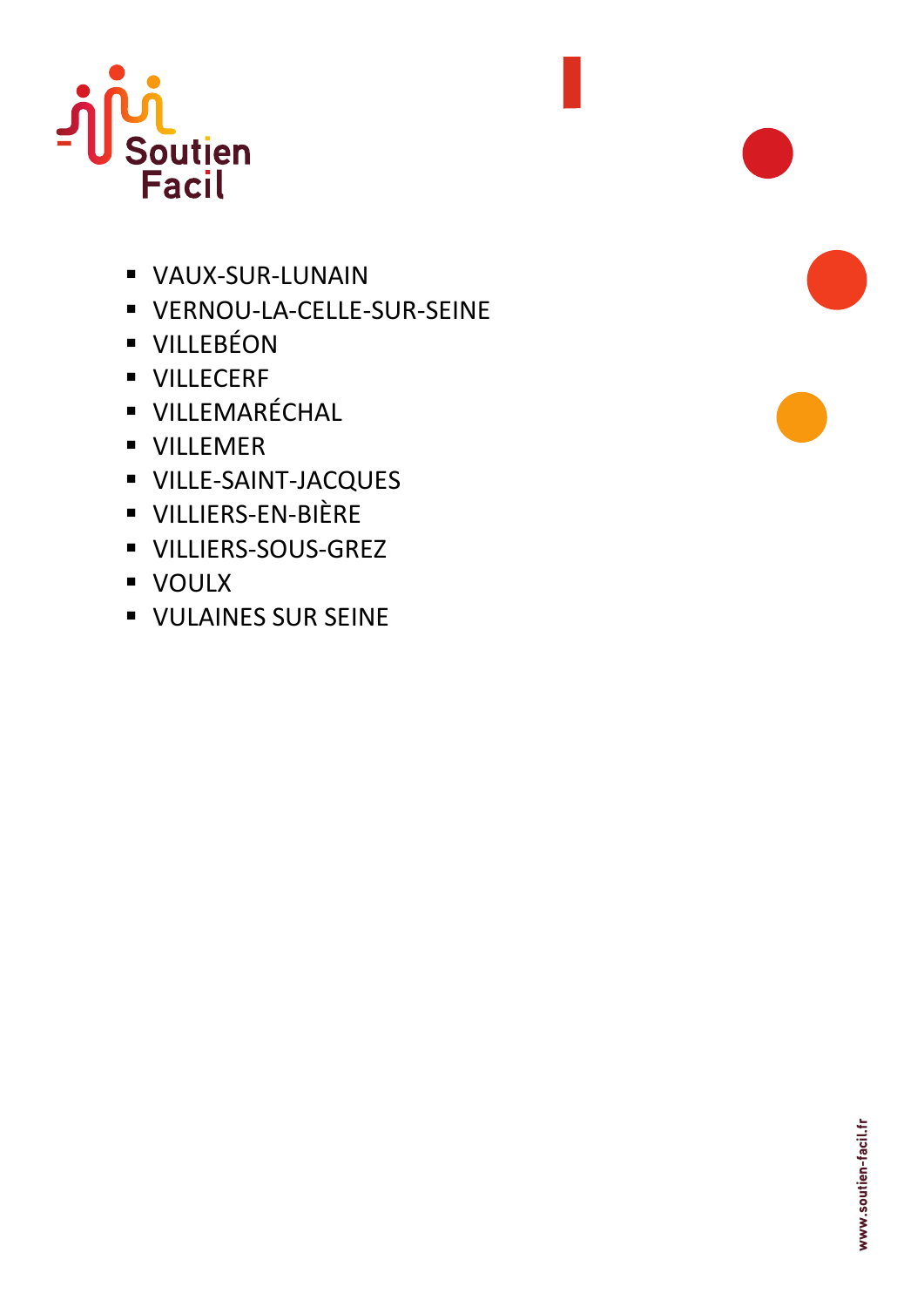- VAUX-SUR-LUNAIN
- VERNOU-LA-CELLE-SUR-SEINE
- VILLEBÉON
- VILLECERF
- VILLEMARÉCHAL
- VILLEMER
- VILLE-SAINT-JACQUES
- VILLIERS-EN-BIÈRE
- VILLIERS-SOUS-GREZ
- VOULX
- VULAINES SUR SEINE